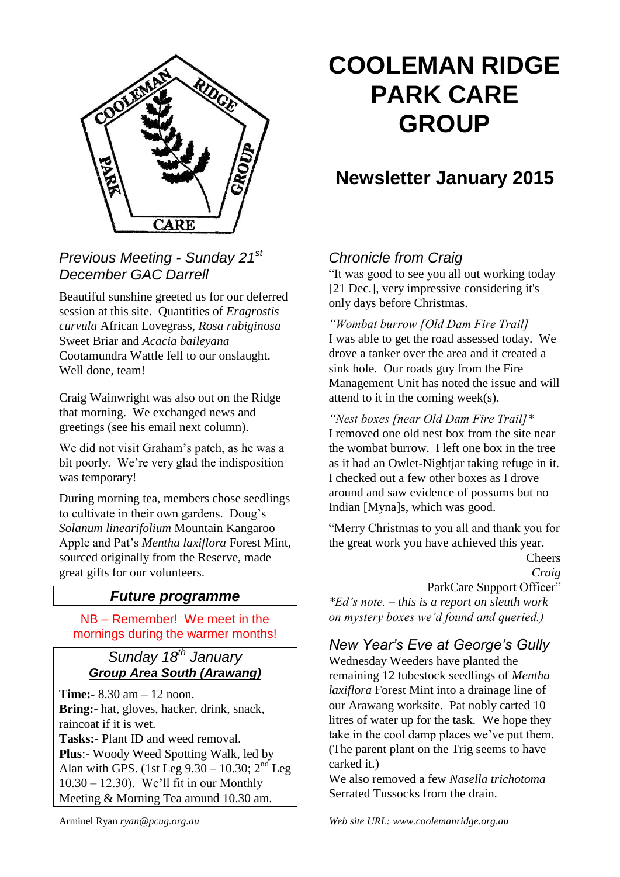# COOLEMAN RIDGE PARK CARE GROUP

## Newsletter January 2015

### *Previous Meeting - Sunday 21st December GAC Darrell*

Beautiful sunshine greeted us for our deferred session at this site. Quantities of *Eragrostis curvula* African Lovegrass, *Rosa rubiginosa* Sweet Briar and *Acacia baileyana* Cootamundra Wattle fell to our onslaught. Well done, team!

Craig Wainwright was also out on the Ridge that morning. We exchanged news and greetings (see his email next column).

We did not visit Graham's patch, as he was a bit poorly. We're very glad the indisposition was temporary!

During morning tea, members chose seedlings to cultivate in their own gardens. Doug's *Solanum linearifolium* Mountain Kangaroo Apple and Pat's *Mentha laxiflora* Forest Mint, sourced originally from the Reserve, made great gifts for our volunteers.

### ***Future programme***

NB – Remember! We meet in the mornings during the warmer months!

#### *Sunday 18th January*
#### ***Group Area South (Arawang)***

**Time:-** 8.30 am – 12 noon.
**Bring:-** hat, gloves, hacker, drink, snack, raincoat if it is wet.
**Tasks:-** Plant ID and weed removal.
**Plus**:- Woody Weed Spotting Walk, led by Alan with GPS. (1st Leg 9.30 – 10.30; 2nd Leg 10.30 – 12.30). We'll fit in our Monthly Meeting & Morning Tea around 10.30 am.

### *Chronicle from Craig*

"It was good to see you all out working today [21 Dec.], very impressive considering it's only days before Christmas.

*"Wombat burrow [Old Dam Fire Trail]*
I was able to get the road assessed today. We drove a tanker over the area and it created a sink hole. Our roads guy from the Fire Management Unit has noted the issue and will attend to it in the coming week(s).

*"Nest boxes [near Old Dam Fire Trail]\**
I removed one old nest box from the site near the wombat burrow. I left one box in the tree as it had an Owlet-Nightjar taking refuge in it. I checked out a few other boxes as I drove around and saw evidence of possums but no Indian [Myna]s, which was good.

"Merry Christmas to you all and thank you for the great work you have achieved this year.

Cheers
*Craig*
ParkCare Support Officer"

*\*Ed's note. – this is a report on sleuth work on mystery boxes we'd found and queried.)*

### *New Year's Eve at George's Gully*

Wednesday Weeders have planted the remaining 12 tubestock seedlings of *Mentha laxiflora* Forest Mint into a drainage line of our Arawang worksite. Pat nobly carted 10 litres of water up for the task. We hope they take in the cool damp places we've put them. (The parent plant on the Trig seems to have carked it.)

We also removed a few *Nasella trichotoma* Serrated Tussocks from the drain.

Arminel Ryan *ryan@pcug.org.au*

*Web site URL: www.coolemanridge.org.au*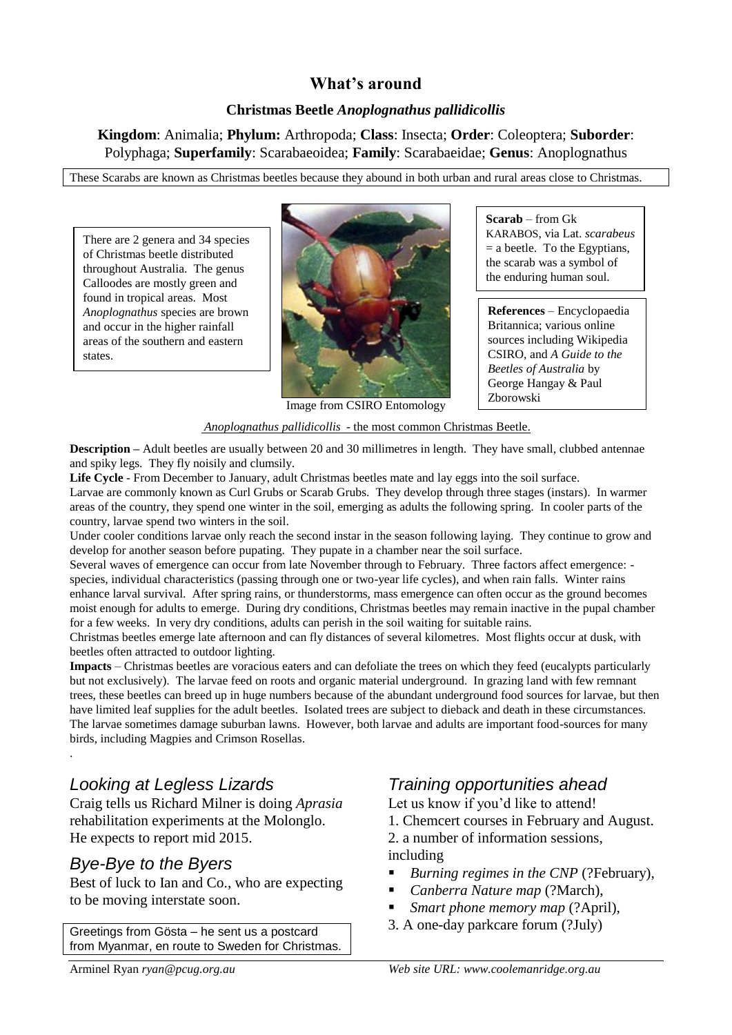## What's around

### Christmas Beetle *Anoplognathus pallidicollis*

**Kingdom**: Animalia; **Phylum:** Arthropoda; **Class**: Insecta; **Order**: Coleoptera; **Suborder**: Polyphaga; **Superfamily**: Scarabaeoidea; **Family**: Scarabaeidae; **Genus**: Anoplognathus

These Scarabs are known as Christmas beetles because they abound in both urban and rural areas close to Christmas.

There are 2 genera and 34 species of Christmas beetle distributed throughout Australia. The genus Calloodes are mostly green and found in tropical areas. Most *Anoplognathus* species are brown and occur in the higher rainfall areas of the southern and eastern states.

Image from CSIRO Entomology

**Scarab** – from Gk KARABOS, via Lat. *scarabeus* = a beetle. To the Egyptians, the scarab was a symbol of the enduring human soul.

**References** – Encyclopaedia Britannica; various online sources including Wikipedia CSIRO, and *A Guide to the Beetles of Australia* by George Hangay & Paul Zborowski

*Anoplognathus pallidicollis* - the most common Christmas Beetle.

**Description –** Adult beetles are usually between 20 and 30 millimetres in length. They have small, clubbed antennae and spiky legs. They fly noisily and clumsily.

**Life Cycle** - From December to January, adult Christmas beetles mate and lay eggs into the soil surface.

Larvae are commonly known as Curl Grubs or Scarab Grubs. They develop through three stages (instars). In warmer areas of the country, they spend one winter in the soil, emerging as adults the following spring. In cooler parts of the country, larvae spend two winters in the soil.

Under cooler conditions larvae only reach the second instar in the season following laying. They continue to grow and develop for another season before pupating. They pupate in a chamber near the soil surface.

Several waves of emergence can occur from late November through to February. Three factors affect emergence: - species, individual characteristics (passing through one or two-year life cycles), and when rain falls. Winter rains enhance larval survival. After spring rains, or thunderstorms, mass emergence can often occur as the ground becomes moist enough for adults to emerge. During dry conditions, Christmas beetles may remain inactive in the pupal chamber for a few weeks. In very dry conditions, adults can perish in the soil waiting for suitable rains.

Christmas beetles emerge late afternoon and can fly distances of several kilometres. Most flights occur at dusk, with beetles often attracted to outdoor lighting.

**Impacts** – Christmas beetles are voracious eaters and can defoliate the trees on which they feed (eucalypts particularly but not exclusively). The larvae feed on roots and organic material underground. In grazing land with few remnant trees, these beetles can breed up in huge numbers because of the abundant underground food sources for larvae, but then have limited leaf supplies for the adult beetles. Isolated trees are subject to dieback and death in these circumstances. The larvae sometimes damage suburban lawns. However, both larvae and adults are important food-sources for many birds, including Magpies and Crimson Rosellas.

## *Looking at Legless Lizards*

Craig tells us Richard Milner is doing *Aprasia* rehabilitation experiments at the Molonglo. He expects to report mid 2015.

## *Bye-Bye to the Byers*

Best of luck to Ian and Co., who are expecting to be moving interstate soon.

Greetings from Gösta – he sent us a postcard from Myanmar, en route to Sweden for Christmas.

## *Training opportunities ahead*

Let us know if you'd like to attend!

1. Chemcert courses in February and August.
2. a number of information sessions, including
   - *Burning regimes in the CNP* (?February),
   - *Canberra Nature map* (?March),
   - *Smart phone memory map* (?April),
3. A one-day parkcare forum (?July)

Arminel Ryan *ryan@pcug.org.au*

*Web site URL: www.coolemanridge.org.au*